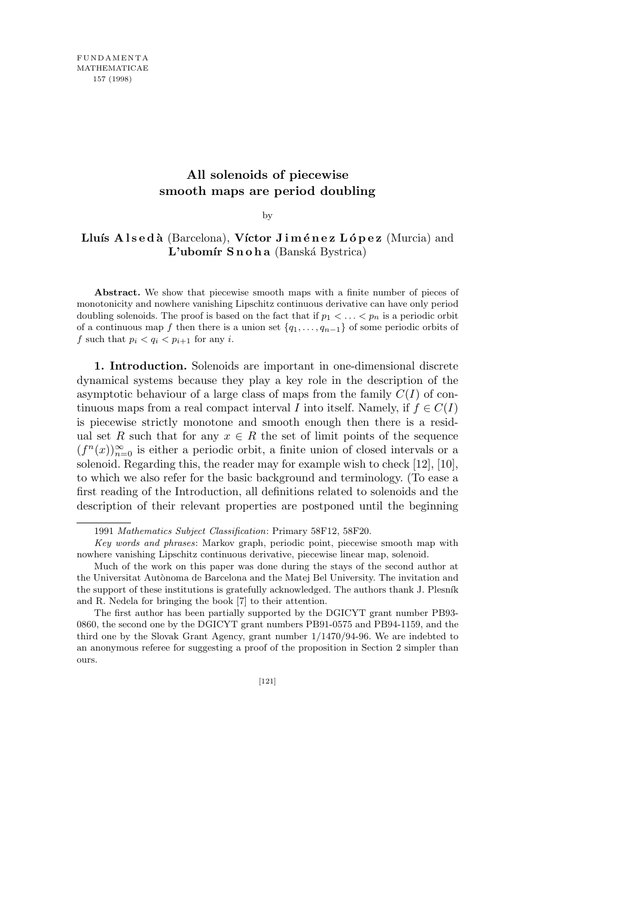FUNDAMENTA
MATHEMATICAE
157 (1998)

# All solenoids of piecewise smooth maps are period doubling

by

**Lluís Alsedà** (Barcelona), **Víctor Jiménez López** (Murcia) and **L'ubomír Snoha** (Banská Bystrica)

**Abstract.** We show that piecewise smooth maps with a finite number of pieces of monotonicity and nowhere vanishing Lipschitz continuous derivative can have only period doubling solenoids. The proof is based on the fact that if $p_1 < \ldots < p_n$ is a periodic orbit of a continuous map $f$ then there is a union set $\{q_1, \ldots, q_{n-1}\}$ of some periodic orbits of $f$ such that $p_i < q_i < p_{i+1}$ for any $i$.

**1. Introduction.** Solenoids are important in one-dimensional discrete dynamical systems because they play a key role in the description of the asymptotic behaviour of a large class of maps from the family $C(I)$ of continuous maps from a real compact interval $I$ into itself. Namely, if $f \in C(I)$ is piecewise strictly monotone and smooth enough then there is a residual set $R$ such that for any $x \in R$ the set of limit points of the sequence $(f^n(x))_{n=0}^{\infty}$ is either a periodic orbit, a finite union of closed intervals or a solenoid. Regarding this, the reader may for example wish to check [12], [10], to which we also refer for the basic background and terminology. (To ease a first reading of the Introduction, all definitions related to solenoids and the description of their relevant properties are postponed until the beginning

---

1991 *Mathematics Subject Classification*: Primary 58F12, 58F20.

*Key words and phrases*: Markov graph, periodic point, piecewise smooth map with nowhere vanishing Lipschitz continuous derivative, piecewise linear map, solenoid.

Much of the work on this paper was done during the stays of the second author at the Universitat Autònoma de Barcelona and the Matej Bel University. The invitation and the support of these institutions is gratefully acknowledged. The authors thank J. Plesník and R. Nedela for bringing the book [7] to their attention.

The first author has been partially supported by the DGICYT grant number PB93-0860, the second one by the DGICYT grant numbers PB91-0575 and PB94-1159, and the third one by the Slovak Grant Agency, grant number 1/1470/94-96. We are indebted to an anonymous referee for suggesting a proof of the proposition in Section 2 simpler than ours.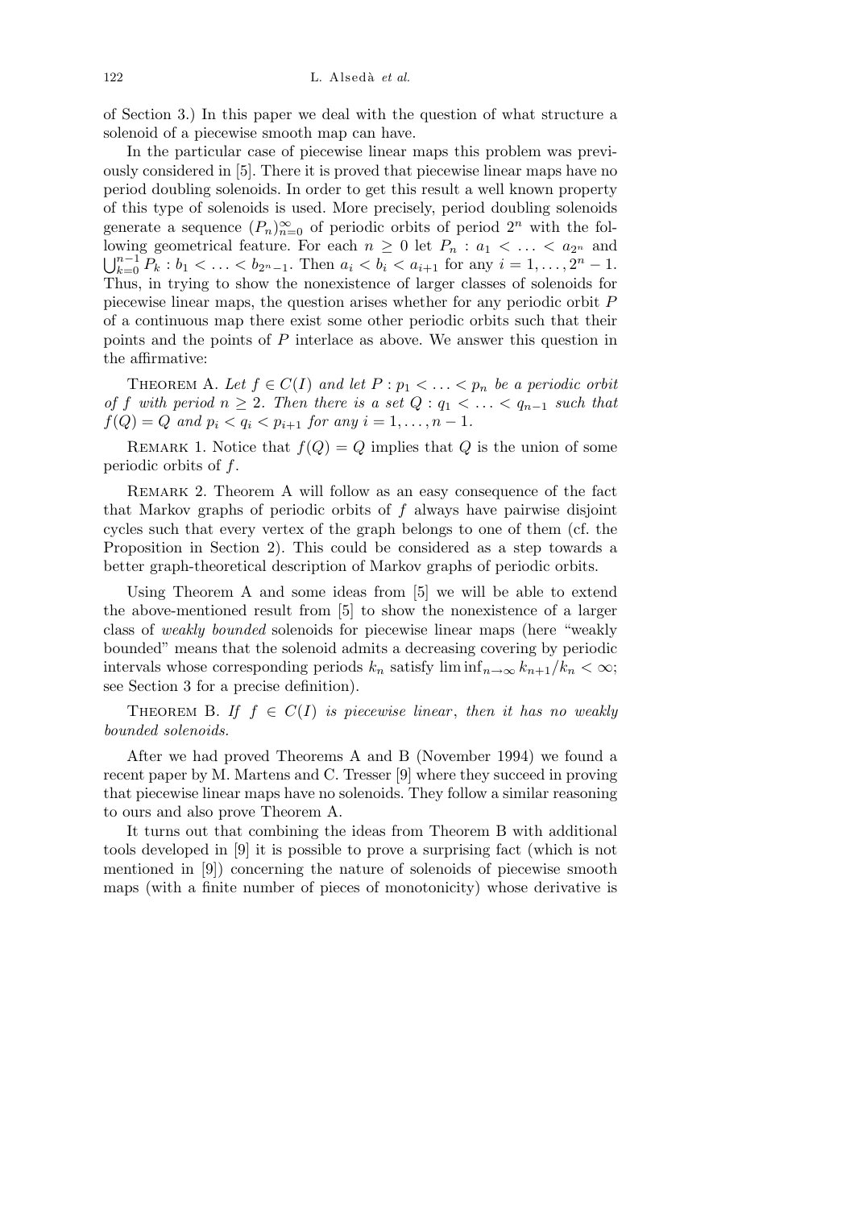of Section 3.) In this paper we deal with the question of what structure a solenoid of a piecewise smooth map can have.

In the particular case of piecewise linear maps this problem was previously considered in [5]. There it is proved that piecewise linear maps have no period doubling solenoids. In order to get this result a well known property of this type of solenoids is used. More precisely, period doubling solenoids generate a sequence $(P_n)_{n=0}^{\infty}$ of periodic orbits of period $2^n$ with the following geometrical feature. For each $n \geq 0$ let $P_n : a_1 < \ldots < a_{2^n}$ and $\bigcup_{k=0}^{n-1} P_k : b_1 < \ldots < b_{2^n-1}$. Then $a_i < b_i < a_{i+1}$ for any $i = 1, \ldots, 2^n - 1$. Thus, in trying to show the nonexistence of larger classes of solenoids for piecewise linear maps, the question arises whether for any periodic orbit $P$ of a continuous map there exist some other periodic orbits such that their points and the points of $P$ interlace as above. We answer this question in the affirmative:

Theorem A. *Let $f \in C(I)$ and let $P : p_1 < \ldots < p_n$ be a periodic orbit of $f$ with period $n \geq 2$. Then there is a set $Q : q_1 < \ldots < q_{n-1}$ such that $f(Q) = Q$ and $p_i < q_i < p_{i+1}$ for any $i = 1, \ldots, n - 1$.*

Remark 1. Notice that $f(Q) = Q$ implies that $Q$ is the union of some periodic orbits of $f$.

Remark 2. Theorem A will follow as an easy consequence of the fact that Markov graphs of periodic orbits of $f$ always have pairwise disjoint cycles such that every vertex of the graph belongs to one of them (cf. the Proposition in Section 2). This could be considered as a step towards a better graph-theoretical description of Markov graphs of periodic orbits.

Using Theorem A and some ideas from [5] we will be able to extend the above-mentioned result from [5] to show the nonexistence of a larger class of *weakly bounded* solenoids for piecewise linear maps (here "weakly bounded" means that the solenoid admits a decreasing covering by periodic intervals whose corresponding periods $k_n$ satisfy $\liminf_{n\to\infty} k_{n+1}/k_n < \infty$; see Section 3 for a precise definition).

Theorem B. *If $f \in C(I)$ is piecewise linear, then it has no weakly bounded solenoids.*

After we had proved Theorems A and B (November 1994) we found a recent paper by M. Martens and C. Tresser [9] where they succeed in proving that piecewise linear maps have no solenoids. They follow a similar reasoning to ours and also prove Theorem A.

It turns out that combining the ideas from Theorem B with additional tools developed in [9] it is possible to prove a surprising fact (which is not mentioned in [9]) concerning the nature of solenoids of piecewise smooth maps (with a finite number of pieces of monotonicity) whose derivative is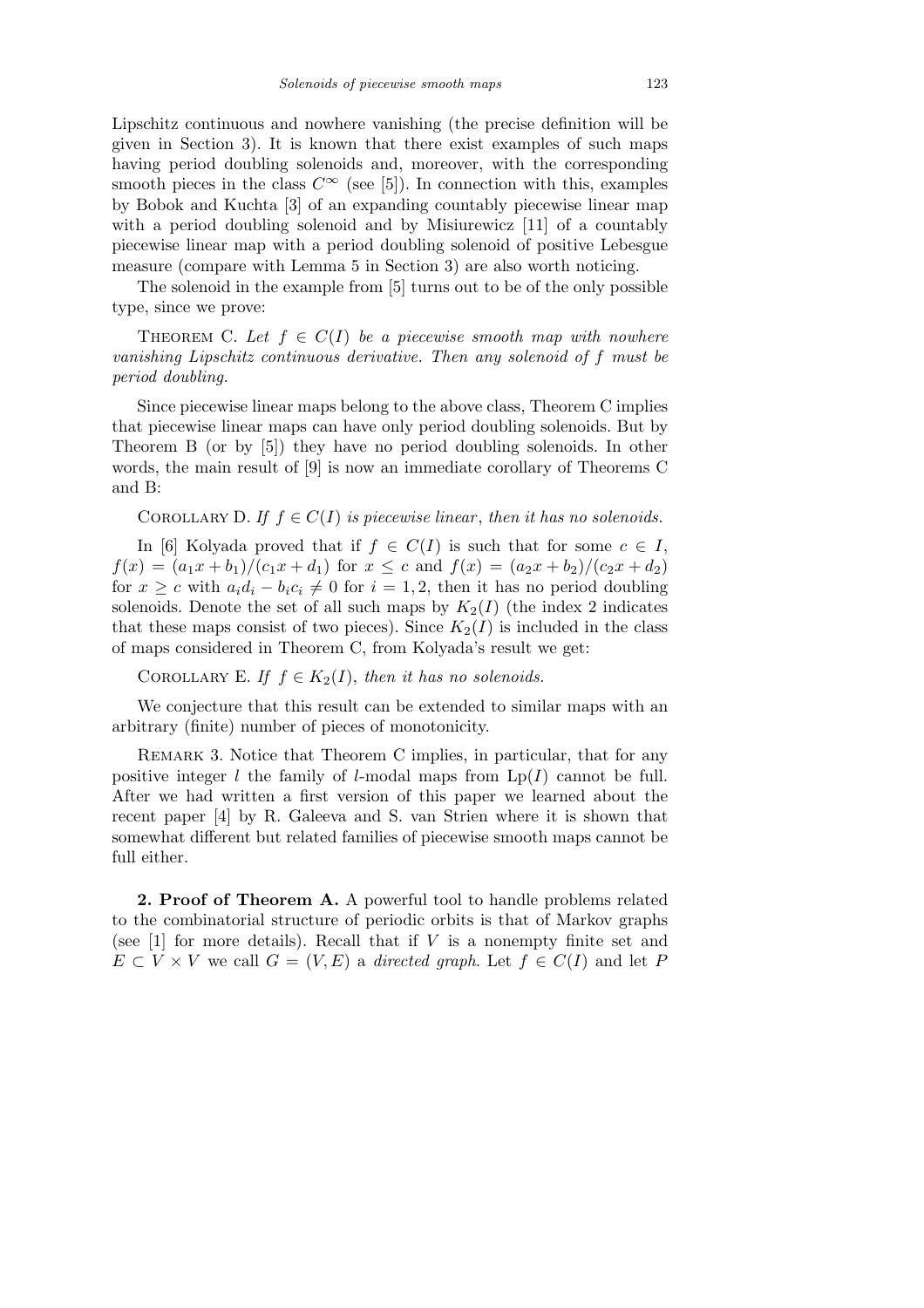Lipschitz continuous and nowhere vanishing (the precise definition will be given in Section 3). It is known that there exist examples of such maps having period doubling solenoids and, moreover, with the corresponding smooth pieces in the class $C^\infty$ (see [5]). In connection with this, examples by Bobok and Kuchta [3] of an expanding countably piecewise linear map with a period doubling solenoid and by Misiurewicz [11] of a countably piecewise linear map with a period doubling solenoid of positive Lebesgue measure (compare with Lemma 5 in Section 3) are also worth noticing.

The solenoid in the example from [5] turns out to be of the only possible type, since we prove:

Theorem C. *Let $f \in C(I)$ be a piecewise smooth map with nowhere vanishing Lipschitz continuous derivative. Then any solenoid of $f$ must be period doubling.*

Since piecewise linear maps belong to the above class, Theorem C implies that piecewise linear maps can have only period doubling solenoids. But by Theorem B (or by [5]) they have no period doubling solenoids. In other words, the main result of [9] is now an immediate corollary of Theorems C and B:

Corollary D. *If $f \in C(I)$ is piecewise linear, then it has no solenoids.*

In [6] Kolyada proved that if $f \in C(I)$ is such that for some $c \in I$, $f(x) = (a_1x + b_1)/(c_1x + d_1)$ for $x \leq c$ and $f(x) = (a_2x + b_2)/(c_2x + d_2)$ for $x \geq c$ with $a_id_i - b_ic_i \neq 0$ for $i = 1, 2$, then it has no period doubling solenoids. Denote the set of all such maps by $K_2(I)$ (the index 2 indicates that these maps consist of two pieces). Since $K_2(I)$ is included in the class of maps considered in Theorem C, from Kolyada's result we get:

Corollary E. *If $f \in K_2(I)$, then it has no solenoids.*

We conjecture that this result can be extended to similar maps with an arbitrary (finite) number of pieces of monotonicity.

Remark 3. Notice that Theorem C implies, in particular, that for any positive integer $l$ the family of $l$-modal maps from $\mathrm{Lp}(I)$ cannot be full. After we had written a first version of this paper we learned about the recent paper [4] by R. Galeeva and S. van Strien where it is shown that somewhat different but related families of piecewise smooth maps cannot be full either.

**2. Proof of Theorem A.** A powerful tool to handle problems related to the combinatorial structure of periodic orbits is that of Markov graphs (see [1] for more details). Recall that if $V$ is a nonempty finite set and $E \subset V \times V$ we call $G = (V, E)$ a *directed graph*. Let $f \in C(I)$ and let $P$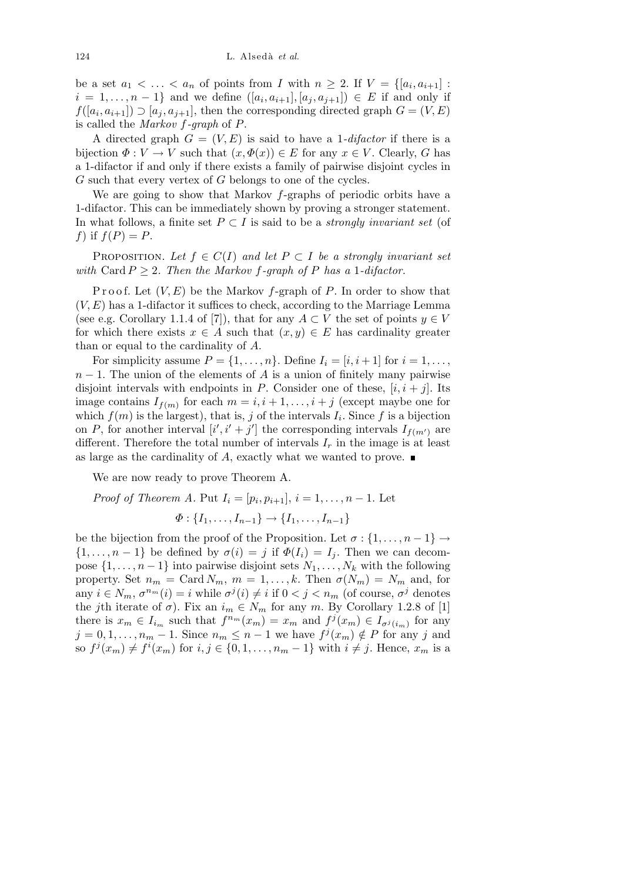be a set $a_1 < \ldots < a_n$ of points from $I$ with $n \geq 2$. If $V = \{[a_i, a_{i+1}] : i = 1, \ldots, n-1\}$ and we define $([a_i, a_{i+1}], [a_j, a_{j+1}]) \in E$ if and only if $f([a_i, a_{i+1}]) \supset [a_j, a_{j+1}]$, then the corresponding directed graph $G = (V, E)$ is called the *Markov $f$-graph* of $P$.

A directed graph $G = (V, E)$ is said to have a *1-difactor* if there is a bijection $\Phi : V \to V$ such that $(x, \Phi(x)) \in E$ for any $x \in V$. Clearly, $G$ has a 1-difactor if and only if there exists a family of pairwise disjoint cycles in $G$ such that every vertex of $G$ belongs to one of the cycles.

We are going to show that Markov $f$-graphs of periodic orbits have a 1-difactor. This can be immediately shown by proving a stronger statement. In what follows, a finite set $P \subset I$ is said to be a *strongly invariant set* (of $f$) if $f(P) = P$.

PROPOSITION. *Let $f \in C(I)$ and let $P \subset I$ be a strongly invariant set with* $\operatorname{Card} P \geq 2$. *Then the Markov $f$-graph of $P$ has a 1-difactor.*

Proof. Let $(V, E)$ be the Markov $f$-graph of $P$. In order to show that $(V, E)$ has a 1-difactor it suffices to check, according to the Marriage Lemma (see e.g. Corollary 1.1.4 of [7]), that for any $A \subset V$ the set of points $y \in V$ for which there exists $x \in A$ such that $(x, y) \in E$ has cardinality greater than or equal to the cardinality of $A$.

For simplicity assume $P = \{1, \ldots, n\}$. Define $I_i = [i, i+1]$ for $i = 1, \ldots, n-1$. The union of the elements of $A$ is a union of finitely many pairwise disjoint intervals with endpoints in $P$. Consider one of these, $[i, i+j]$. Its image contains $I_{f(m)}$ for each $m = i, i+1, \ldots, i+j$ (except maybe one for which $f(m)$ is the largest), that is, $j$ of the intervals $I_i$. Since $f$ is a bijection on $P$, for another interval $[i', i'+j']$ the corresponding intervals $I_{f(m')}$ are different. Therefore the total number of intervals $I_r$ in the image is at least as large as the cardinality of $A$, exactly what we wanted to prove. ∎

We are now ready to prove Theorem A.

*Proof of Theorem A.* Put $I_i = [p_i, p_{i+1}]$, $i = 1, \ldots, n-1$. Let

$$\Phi : \{I_1, \ldots, I_{n-1}\} \to \{I_1, \ldots, I_{n-1}\}$$

be the bijection from the proof of the Proposition. Let $\sigma : \{1, \ldots, n-1\} \to \{1, \ldots, n-1\}$ be defined by $\sigma(i) = j$ if $\Phi(I_i) = I_j$. Then we can decompose $\{1, \ldots, n-1\}$ into pairwise disjoint sets $N_1, \ldots, N_k$ with the following property. Set $n_m = \operatorname{Card} N_m$, $m = 1, \ldots, k$. Then $\sigma(N_m) = N_m$ and, for any $i \in N_m$, $\sigma^{n_m}(i) = i$ while $\sigma^j(i) \neq i$ if $0 < j < n_m$ (of course, $\sigma^j$ denotes the $j$th iterate of $\sigma$). Fix an $i_m \in N_m$ for any $m$. By Corollary 1.2.8 of [1] there is $x_m \in I_{i_m}$ such that $f^{n_m}(x_m) = x_m$ and $f^j(x_m) \in I_{\sigma^j(i_m)}$ for any $j = 0, 1, \ldots, n_m - 1$. Since $n_m \leq n-1$ we have $f^j(x_m) \notin P$ for any $j$ and so $f^j(x_m) \neq f^i(x_m)$ for $i, j \in \{0, 1, \ldots, n_m - 1\}$ with $i \neq j$. Hence, $x_m$ is a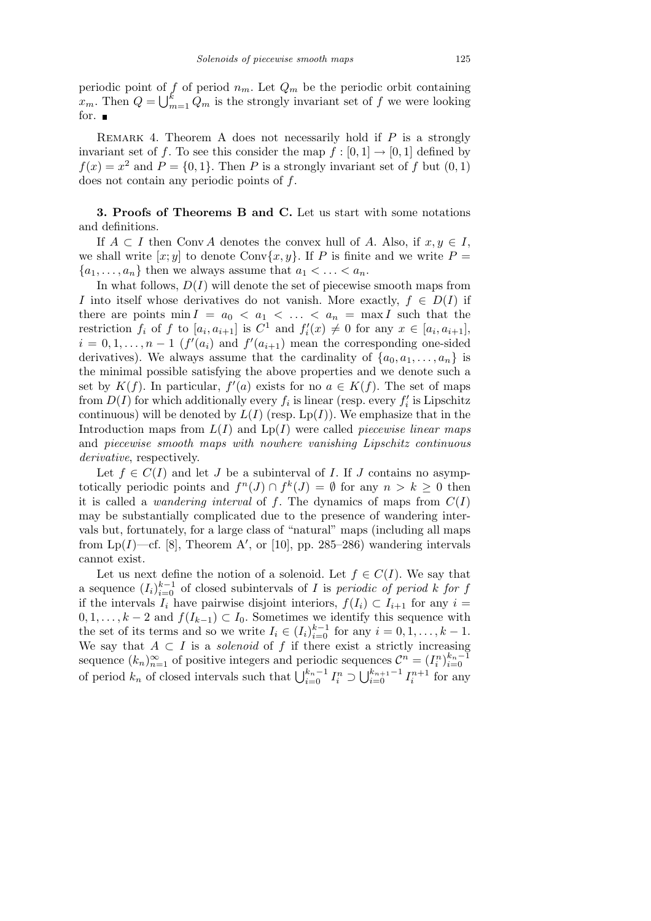periodic point of $f$ of period $n_m$. Let $Q_m$ be the periodic orbit containing $x_m$. Then $Q = \bigcup_{m=1}^{k} Q_m$ is the strongly invariant set of $f$ we were looking for. ∎

REMARK 4. Theorem A does not necessarily hold if $P$ is a strongly invariant set of $f$. To see this consider the map $f : [0,1] \to [0,1]$ defined by $f(x) = x^2$ and $P = \{0,1\}$. Then $P$ is a strongly invariant set of $f$ but $(0,1)$ does not contain any periodic points of $f$.

**3. Proofs of Theorems B and C.** Let us start with some notations and definitions.

If $A \subset I$ then $\operatorname{Conv} A$ denotes the convex hull of $A$. Also, if $x, y \in I$, we shall write $[x; y]$ to denote $\operatorname{Conv}\{x, y\}$. If $P$ is finite and we write $P = \{a_1, \ldots, a_n\}$ then we always assume that $a_1 < \ldots < a_n$.

In what follows, $D(I)$ will denote the set of piecewise smooth maps from $I$ into itself whose derivatives do not vanish. More exactly, $f \in D(I)$ if there are points $\min I = a_0 < a_1 < \ldots < a_n = \max I$ such that the restriction $f_i$ of $f$ to $[a_i, a_{i+1}]$ is $C^1$ and $f_i'(x) \neq 0$ for any $x \in [a_i, a_{i+1}]$, $i = 0, 1, \ldots, n-1$ ($f'(a_i)$ and $f'(a_{i+1})$ mean the corresponding one-sided derivatives). We always assume that the cardinality of $\{a_0, a_1, \ldots, a_n\}$ is the minimal possible satisfying the above properties and we denote such a set by $K(f)$. In particular, $f'(a)$ exists for no $a \in K(f)$. The set of maps from $D(I)$ for which additionally every $f_i$ is linear (resp. every $f_i'$ is Lipschitz continuous) will be denoted by $L(I)$ (resp. $\operatorname{Lp}(I)$). We emphasize that in the Introduction maps from $L(I)$ and $\operatorname{Lp}(I)$ were called *piecewise linear maps* and *piecewise smooth maps with nowhere vanishing Lipschitz continuous derivative*, respectively.

Let $f \in C(I)$ and let $J$ be a subinterval of $I$. If $J$ contains no asymptotically periodic points and $f^n(J) \cap f^k(J) = \emptyset$ for any $n > k \geq 0$ then it is called a *wandering interval* of $f$. The dynamics of maps from $C(I)$ may be substantially complicated due to the presence of wandering intervals but, fortunately, for a large class of "natural" maps (including all maps from $\operatorname{Lp}(I)$—cf. [8], Theorem A′, or [10], pp. 285–286) wandering intervals cannot exist.

Let us next define the notion of a solenoid. Let $f \in C(I)$. We say that a sequence $(I_i)_{i=0}^{k-1}$ of closed subintervals of $I$ is *periodic of period $k$ for $f$* if the intervals $I_i$ have pairwise disjoint interiors, $f(I_i) \subset I_{i+1}$ for any $i = 0, 1, \ldots, k-2$ and $f(I_{k-1}) \subset I_0$. Sometimes we identify this sequence with the set of its terms and so we write $I_i \in (I_i)_{i=0}^{k-1}$ for any $i = 0, 1, \ldots, k-1$. We say that $A \subset I$ is a *solenoid* of $f$ if there exist a strictly increasing sequence $(k_n)_{n=1}^{\infty}$ of positive integers and periodic sequences $\mathcal{C}^n = (I_i^n)_{i=0}^{k_n-1}$ of period $k_n$ of closed intervals such that $\bigcup_{i=0}^{k_n-1} I_i^n \supset \bigcup_{i=0}^{k_{n+1}-1} I_i^{n+1}$ for any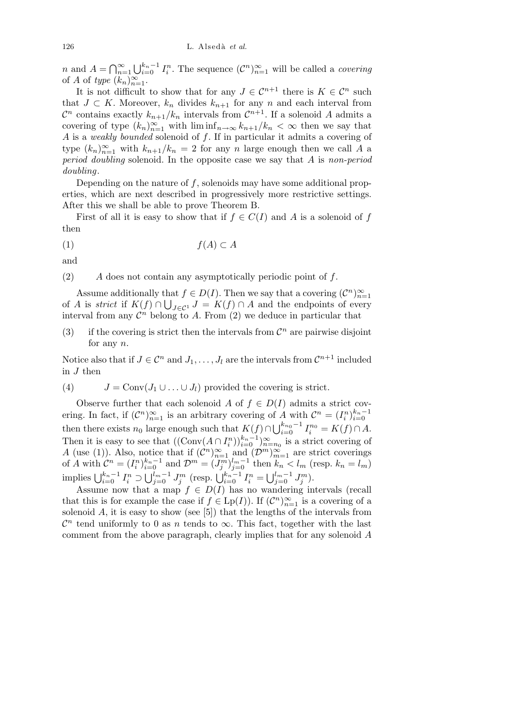$n$ and $A = \bigcap_{n=1}^{\infty} \bigcup_{i=0}^{k_n-1} I_i^n$. The sequence $(\mathcal{C}^n)_{n=1}^{\infty}$ will be called a *covering* of $A$ of *type* $(k_n)_{n=1}^{\infty}$.

It is not difficult to show that for any $J \in \mathcal{C}^{n+1}$ there is $K \in \mathcal{C}^n$ such that $J \subset K$. Moreover, $k_n$ divides $k_{n+1}$ for any $n$ and each interval from $\mathcal{C}^n$ contains exactly $k_{n+1}/k_n$ intervals from $\mathcal{C}^{n+1}$. If a solenoid $A$ admits a covering of type $(k_n)_{n=1}^{\infty}$ with $\liminf_{n\to\infty} k_{n+1}/k_n < \infty$ then we say that $A$ is a *weakly bounded* solenoid of $f$. If in particular it admits a covering of type $(k_n)_{n=1}^{\infty}$ with $k_{n+1}/k_n = 2$ for any $n$ large enough then we call $A$ a *period doubling* solenoid. In the opposite case we say that $A$ is *non-period doubling*.

Depending on the nature of $f$, solenoids may have some additional properties, which are next described in progressively more restrictive settings. After this we shall be able to prove Theorem B.

First of all it is easy to show that if $f \in C(I)$ and $A$ is a solenoid of $f$ then

$$f(A) \subset A \tag{1}$$

and

(2) $A$ does not contain any asymptotically periodic point of $f$.

Assume additionally that $f \in D(I)$. Then we say that a covering $(\mathcal{C}^n)_{n=1}^{\infty}$ of $A$ is *strict* if $K(f) \cap \bigcup_{J\in\mathcal{C}^1} J = K(f) \cap A$ and the endpoints of every interval from any $\mathcal{C}^n$ belong to $A$. From (2) we deduce in particular that

(3) if the covering is strict then the intervals from $\mathcal{C}^n$ are pairwise disjoint for any $n$.

Notice also that if $J \in \mathcal{C}^n$ and $J_1, \ldots, J_l$ are the intervals from $\mathcal{C}^{n+1}$ included in $J$ then

(4) $J = \mathrm{Conv}(J_1 \cup \ldots \cup J_l)$ provided the covering is strict.

Observe further that each solenoid $A$ of $f \in D(I)$ admits a strict covering. In fact, if $(\mathcal{C}^n)_{n=1}^{\infty}$ is an arbitrary covering of $A$ with $\mathcal{C}^n = (I_i^n)_{i=0}^{k_n-1}$ then there exists $n_0$ large enough such that $K(f) \cap \bigcup_{i=0}^{k_{n_0}-1} I_i^{n_0} = K(f) \cap A$. Then it is easy to see that $((\mathrm{Conv}(A \cap I_i^n))_{i=0}^{k_n-1})_{n=n_0}^{\infty}$ is a strict covering of $A$ (use (1)). Also, notice that if $(\mathcal{C}^n)_{n=1}^{\infty}$ and $(\mathcal{D}^m)_{m=1}^{\infty}$ are strict coverings of $A$ with $\mathcal{C}^n = (I_i^n)_{i=0}^{k_n-1}$ and $\mathcal{D}^m = (J_j^m)_{j=0}^{l_m-1}$ then $k_n < l_m$ (resp. $k_n = l_m$) implies $\bigcup_{i=0}^{k_n-1} I_i^n \supset \bigcup_{j=0}^{l_m-1} J_j^m$ (resp. $\bigcup_{i=0}^{k_n-1} I_i^n = \bigcup_{j=0}^{l_m-1} J_j^m$).

Assume now that a map $f \in D(I)$ has no wandering intervals (recall that this is for example the case if $f \in \mathrm{Lp}(I)$). If $(\mathcal{C}^n)_{n=1}^{\infty}$ is a covering of a solenoid $A$, it is easy to show (see [5]) that the lengths of the intervals from $\mathcal{C}^n$ tend uniformly to 0 as $n$ tends to $\infty$. This fact, together with the last comment from the above paragraph, clearly implies that for any solenoid $A$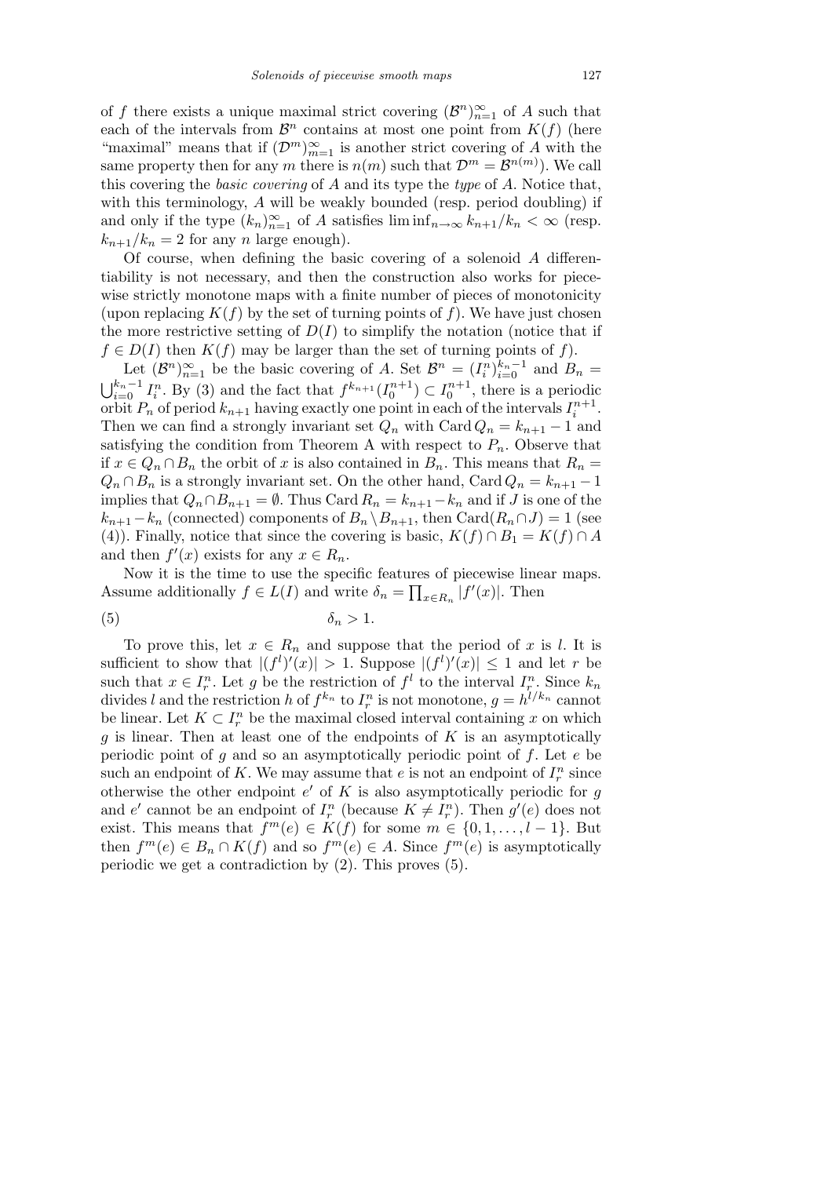of $f$ there exists a unique maximal strict covering $(\mathcal{B}^n)_{n=1}^\infty$ of $A$ such that each of the intervals from $\mathcal{B}^n$ contains at most one point from $K(f)$ (here "maximal" means that if $(\mathcal{D}^m)_{m=1}^\infty$ is another strict covering of $A$ with the same property then for any $m$ there is $n(m)$ such that $\mathcal{D}^m = \mathcal{B}^{n(m)}$). We call this covering the *basic covering* of $A$ and its type the *type* of $A$. Notice that, with this terminology, $A$ will be weakly bounded (resp. period doubling) if and only if the type $(k_n)_{n=1}^\infty$ of $A$ satisfies $\liminf_{n\to\infty} k_{n+1}/k_n < \infty$ (resp. $k_{n+1}/k_n = 2$ for any $n$ large enough).

Of course, when defining the basic covering of a solenoid $A$ differentiability is not necessary, and then the construction also works for piecewise strictly monotone maps with a finite number of pieces of monotonicity (upon replacing $K(f)$ by the set of turning points of $f$). We have just chosen the more restrictive setting of $D(I)$ to simplify the notation (notice that if $f \in D(I)$ then $K(f)$ may be larger than the set of turning points of $f$).

Let $(\mathcal{B}^n)_{n=1}^\infty$ be the basic covering of $A$. Set $\mathcal{B}^n = (I_i^n)_{i=0}^{k_n-1}$ and $B_n = \bigcup_{i=0}^{k_n-1} I_i^n$. By (3) and the fact that $f^{k_{n+1}}(I_0^{n+1}) \subset I_0^{n+1}$, there is a periodic orbit $P_n$ of period $k_{n+1}$ having exactly one point in each of the intervals $I_i^{n+1}$. Then we can find a strongly invariant set $Q_n$ with $\operatorname{Card} Q_n = k_{n+1} - 1$ and satisfying the condition from Theorem A with respect to $P_n$. Observe that if $x \in Q_n \cap B_n$ the orbit of $x$ is also contained in $B_n$. This means that $R_n = Q_n \cap B_n$ is a strongly invariant set. On the other hand, $\operatorname{Card} Q_n = k_{n+1} - 1$ implies that $Q_n \cap B_{n+1} = \emptyset$. Thus $\operatorname{Card} R_n = k_{n+1} - k_n$ and if $J$ is one of the $k_{n+1} - k_n$ (connected) components of $B_n \setminus B_{n+1}$, then $\operatorname{Card}(R_n \cap J) = 1$ (see (4)). Finally, notice that since the covering is basic, $K(f) \cap B_1 = K(f) \cap A$ and then $f'(x)$ exists for any $x \in R_n$.

Now it is the time to use the specific features of piecewise linear maps. Assume additionally $f \in L(I)$ and write $\delta_n = \prod_{x \in R_n} |f'(x)|$. Then

$$\delta_n > 1. \tag{5}$$

To prove this, let $x \in R_n$ and suppose that the period of $x$ is $l$. It is sufficient to show that $|(f^l)'(x)| > 1$. Suppose $|(f^l)'(x)| \le 1$ and let $r$ be such that $x \in I_r^n$. Let $g$ be the restriction of $f^l$ to the interval $I_r^n$. Since $k_n$ divides $l$ and the restriction $h$ of $f^{k_n}$ to $I_r^n$ is not monotone, $g = h^{l/k_n}$ cannot be linear. Let $K \subset I_r^n$ be the maximal closed interval containing $x$ on which $g$ is linear. Then at least one of the endpoints of $K$ is an asymptotically periodic point of $g$ and so an asymptotically periodic point of $f$. Let $e$ be such an endpoint of $K$. We may assume that $e$ is not an endpoint of $I_r^n$ since otherwise the other endpoint $e'$ of $K$ is also asymptotically periodic for $g$ and $e'$ cannot be an endpoint of $I_r^n$ (because $K \neq I_r^n$). Then $g'(e)$ does not exist. This means that $f^m(e) \in K(f)$ for some $m \in \{0, 1, \ldots, l-1\}$. But then $f^m(e) \in B_n \cap K(f)$ and so $f^m(e) \in A$. Since $f^m(e)$ is asymptotically periodic we get a contradiction by (2). This proves (5).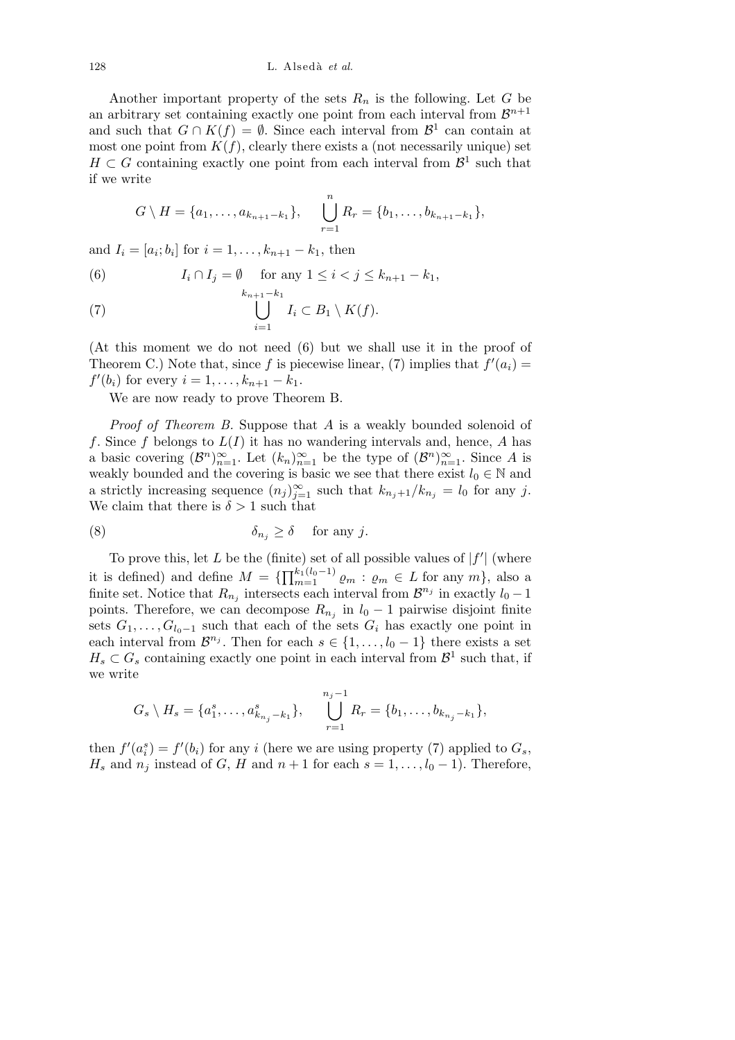Another important property of the sets $R_n$ is the following. Let $G$ be an arbitrary set containing exactly one point from each interval from $\mathcal{B}^{n+1}$ and such that $G \cap K(f) = \emptyset$. Since each interval from $\mathcal{B}^1$ can contain at most one point from $K(f)$, clearly there exists a (not necessarily unique) set $H \subset G$ containing exactly one point from each interval from $\mathcal{B}^1$ such that if we write

$$G \setminus H = \{a_1, \ldots, a_{k_{n+1}-k_1}\}, \quad \bigcup_{r=1}^{n} R_r = \{b_1, \ldots, b_{k_{n+1}-k_1}\},$$

and $I_i = [a_i; b_i]$ for $i = 1, \ldots, k_{n+1} - k_1$, then

$$I_i \cap I_j = \emptyset \quad \text{for any } 1 \le i < j \le k_{n+1} - k_1, \tag{6}$$

$$\bigcup_{i=1}^{k_{n+1}-k_1} I_i \subset B_1 \setminus K(f). \tag{7}$$

(At this moment we do not need (6) but we shall use it in the proof of Theorem C.) Note that, since $f$ is piecewise linear, (7) implies that $f'(a_i) = f'(b_i)$ for every $i = 1, \ldots, k_{n+1} - k_1$.

We are now ready to prove Theorem B.

*Proof of Theorem B.* Suppose that $A$ is a weakly bounded solenoid of $f$. Since $f$ belongs to $L(I)$ it has no wandering intervals and, hence, $A$ has a basic covering $(\mathcal{B}^n)_{n=1}^{\infty}$. Let $(k_n)_{n=1}^{\infty}$ be the type of $(\mathcal{B}^n)_{n=1}^{\infty}$. Since $A$ is weakly bounded and the covering is basic we see that there exist $l_0 \in \mathbb{N}$ and a strictly increasing sequence $(n_j)_{j=1}^{\infty}$ such that $k_{n_j+1}/k_{n_j} = l_0$ for any $j$. We claim that there is $\delta > 1$ such that

$$\delta_{n_j} \ge \delta \quad \text{for any } j. \tag{8}$$

To prove this, let $L$ be the (finite) set of all possible values of $|f'|$ (where it is defined) and define $M = \{\prod_{m=1}^{k_1(l_0-1)} \varrho_m : \varrho_m \in L \text{ for any } m\}$, also a finite set. Notice that $R_{n_j}$ intersects each interval from $\mathcal{B}^{n_j}$ in exactly $l_0 - 1$ points. Therefore, we can decompose $R_{n_j}$ in $l_0 - 1$ pairwise disjoint finite sets $G_1, \ldots, G_{l_0-1}$ such that each of the sets $G_i$ has exactly one point in each interval from $\mathcal{B}^{n_j}$. Then for each $s \in \{1, \ldots, l_0 - 1\}$ there exists a set $H_s \subset G_s$ containing exactly one point in each interval from $\mathcal{B}^1$ such that, if we write

$$G_s \setminus H_s = \{a_1^s, \ldots, a_{k_{n_j}-k_1}^s\}, \quad \bigcup_{r=1}^{n_j-1} R_r = \{b_1, \ldots, b_{k_{n_j}-k_1}\},$$

then $f'(a_i^s) = f'(b_i)$ for any $i$ (here we are using property (7) applied to $G_s$, $H_s$ and $n_j$ instead of $G$, $H$ and $n+1$ for each $s = 1, \ldots, l_0 - 1$). Therefore,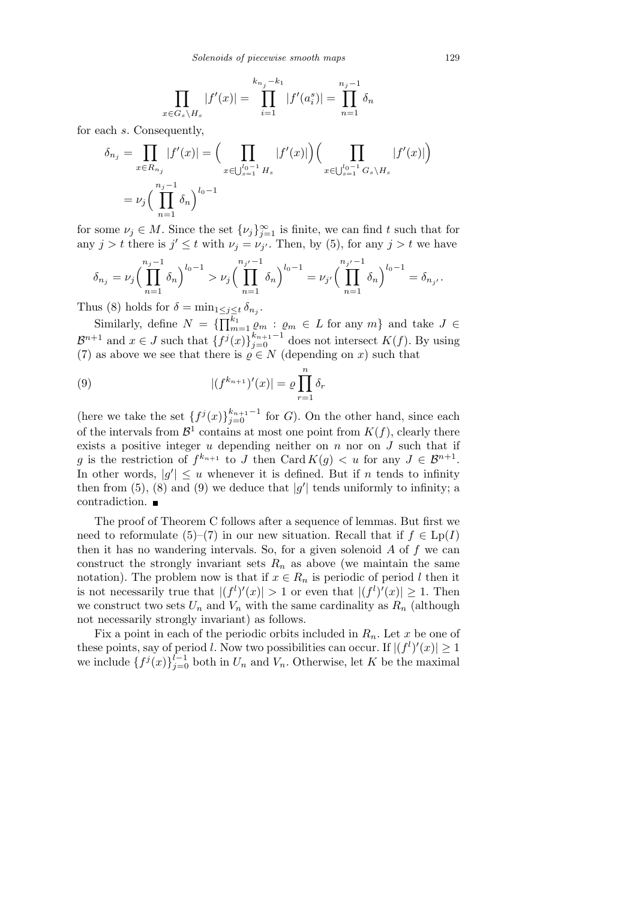$$\prod_{x\in G_s\setminus H_s} |f'(x)| = \prod_{i=1}^{k_{n_j}-k_1} |f'(a_i^s)| = \prod_{n=1}^{n_j-1} \delta_n$$

for each $s$. Consequently,

$$\delta_{n_j} = \prod_{x\in R_{n_j}} |f'(x)| = \Big(\prod_{x\in\bigcup_{s=1}^{l_0-1} H_s} |f'(x)|\Big)\Big(\prod_{x\in\bigcup_{s=1}^{l_0-1} G_s\setminus H_s} |f'(x)|\Big)$$
$$= \nu_j\Big(\prod_{n=1}^{n_j-1}\delta_n\Big)^{l_0-1}$$

for some $\nu_j\in M$. Since the set $\{\nu_j\}_{j=1}^{\infty}$ is finite, we can find $t$ such that for any $j>t$ there is $j'\le t$ with $\nu_j=\nu_{j'}$. Then, by (5), for any $j>t$ we have

$$\delta_{n_j} = \nu_j\Big(\prod_{n=1}^{n_j-1}\delta_n\Big)^{l_0-1} > \nu_j\Big(\prod_{n=1}^{n_{j'}-1}\delta_n\Big)^{l_0-1} = \nu_{j'}\Big(\prod_{n=1}^{n_{j'}-1}\delta_n\Big)^{l_0-1} = \delta_{n_{j'}}.$$

Thus (8) holds for $\delta=\min_{1\le j\le t}\delta_{n_j}$.

Similarly, define $N=\{\prod_{m=1}^{k_1}\varrho_m : \varrho_m\in L \text{ for any } m\}$ and take $J\in\mathcal{B}^{n+1}$ and $x\in J$ such that $\{f^j(x)\}_{j=0}^{k_{n+1}-1}$ does not intersect $K(f)$. By using (7) as above we see that there is $\varrho\in N$ (depending on $x$) such that

$$|(f^{k_{n+1}})'(x)| = \varrho\prod_{r=1}^{n}\delta_r \tag{9}$$

(here we take the set $\{f^j(x)\}_{j=0}^{k_{n+1}-1}$ for $G$). On the other hand, since each of the intervals from $\mathcal{B}^1$ contains at most one point from $K(f)$, clearly there exists a positive integer $u$ depending neither on $n$ nor on $J$ such that if $g$ is the restriction of $f^{k_{n+1}}$ to $J$ then $\operatorname{Card}K(g)<u$ for any $J\in\mathcal{B}^{n+1}$. In other words, $|g'|\le u$ whenever it is defined. But if $n$ tends to infinity then from (5), (8) and (9) we deduce that $|g'|$ tends uniformly to infinity; a contradiction. ∎

The proof of Theorem C follows after a sequence of lemmas. But first we need to reformulate (5)–(7) in our new situation. Recall that if $f\in\mathrm{Lp}(I)$ then it has no wandering intervals. So, for a given solenoid $A$ of $f$ we can construct the strongly invariant sets $R_n$ as above (we maintain the same notation). The problem now is that if $x\in R_n$ is periodic of period $l$ then it is not necessarily true that $|(f^l)'(x)|>1$ or even that $|(f^l)'(x)|\ge 1$. Then we construct two sets $U_n$ and $V_n$ with the same cardinality as $R_n$ (although not necessarily strongly invariant) as follows.

Fix a point in each of the periodic orbits included in $R_n$. Let $x$ be one of these points, say of period $l$. Now two possibilities can occur. If $|(f^l)'(x)|\ge 1$ we include $\{f^j(x)\}_{j=0}^{l-1}$ both in $U_n$ and $V_n$. Otherwise, let $K$ be the maximal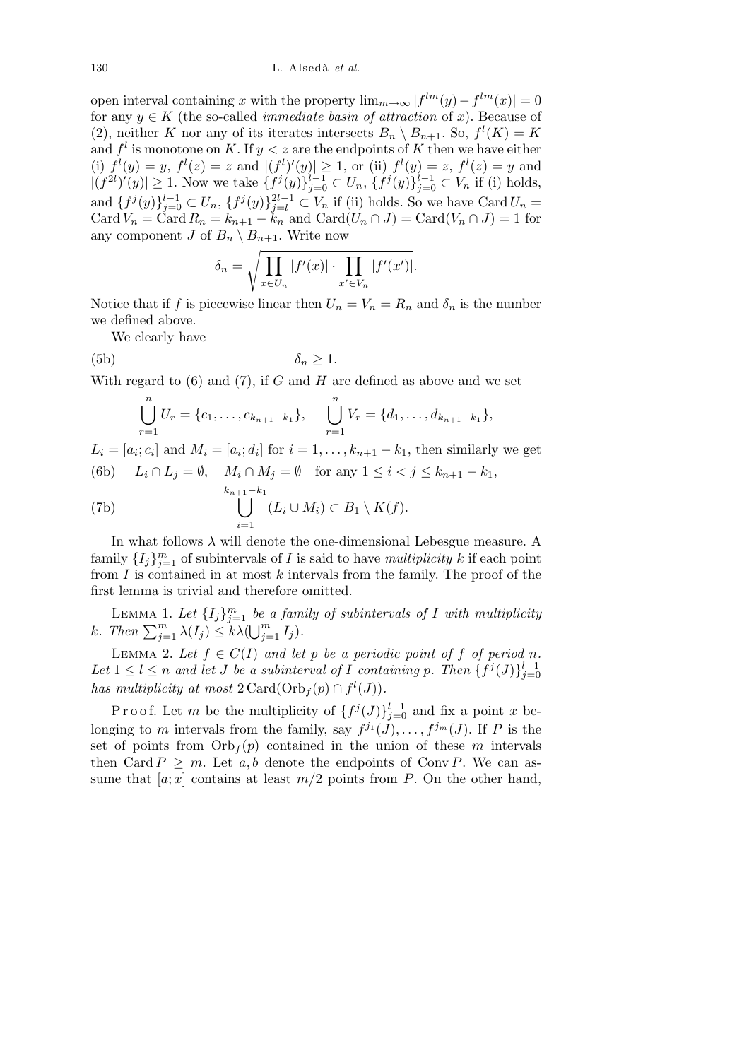open interval containing $x$ with the property $\lim_{m\to\infty} |f^{lm}(y) - f^{lm}(x)| = 0$ for any $y \in K$ (the so-called *immediate basin of attraction* of $x$). Because of (2), neither $K$ nor any of its iterates intersects $B_n \setminus B_{n+1}$. So, $f^l(K) = K$ and $f^l$ is monotone on $K$. If $y < z$ are the endpoints of $K$ then we have either (i) $f^l(y) = y$, $f^l(z) = z$ and $|(f^l)'(y)| \ge 1$, or (ii) $f^l(y) = z$, $f^l(z) = y$ and $|(f^{2l})'(y)| \ge 1$. Now we take $\{f^j(y)\}_{j=0}^{l-1} \subset U_n$, $\{f^j(y)\}_{j=0}^{l-1} \subset V_n$ if (i) holds, and $\{f^j(y)\}_{j=0}^{l-1} \subset U_n$, $\{f^j(y)\}_{j=l}^{2l-1} \subset V_n$ if (ii) holds. So we have $\operatorname{Card} U_n = \operatorname{Card} V_n = \operatorname{Card} R_n = k_{n+1} - k_n$ and $\operatorname{Card}(U_n \cap J) = \operatorname{Card}(V_n \cap J) = 1$ for any component $J$ of $B_n \setminus B_{n+1}$. Write now

$$\delta_n = \sqrt{\prod_{x\in U_n} |f'(x)| \cdot \prod_{x'\in V_n} |f'(x')|}.$$

Notice that if $f$ is piecewise linear then $U_n = V_n = R_n$ and $\delta_n$ is the number we defined above.

We clearly have

$$\delta_n \ge 1. \tag{5b}$$

With regard to (6) and (7), if $G$ and $H$ are defined as above and we set

$$\bigcup_{r=1}^{n} U_r = \{c_1, \ldots, c_{k_{n+1}-k_1}\}, \quad \bigcup_{r=1}^{n} V_r = \{d_1, \ldots, d_{k_{n+1}-k_1}\},$$

$L_i = [a_i; c_i]$ and $M_i = [a_i; d_i]$ for $i = 1, \ldots, k_{n+1} - k_1$, then similarly we get

$$L_i \cap L_j = \emptyset, \quad M_i \cap M_j = \emptyset \quad \text{for any } 1 \le i < j \le k_{n+1} - k_1, \tag{6b}$$

$$\bigcup_{i=1}^{k_{n+1}-k_1} (L_i \cup M_i) \subset B_1 \setminus K(f). \tag{7b}$$

In what follows $\lambda$ will denote the one-dimensional Lebesgue measure. A family $\{I_j\}_{j=1}^m$ of subintervals of $I$ is said to have *multiplicity* $k$ if each point from $I$ is contained in at most $k$ intervals from the family. The proof of the first lemma is trivial and therefore omitted.

Lemma 1. *Let $\{I_j\}_{j=1}^m$ be a family of subintervals of $I$ with multiplicity $k$. Then $\sum_{j=1}^m \lambda(I_j) \le k\lambda(\bigcup_{j=1}^m I_j)$.*

Lemma 2. *Let $f \in C(I)$ and let $p$ be a periodic point of $f$ of period $n$. Let $1 \le l \le n$ and let $J$ be a subinterval of $I$ containing $p$. Then $\{f^j(J)\}_{j=0}^{l-1}$ has multiplicity at most $2\operatorname{Card}(\operatorname{Orb}_f(p) \cap f^l(J))$.*

Proof. Let $m$ be the multiplicity of $\{f^j(J)\}_{j=0}^{l-1}$ and fix a point $x$ belonging to $m$ intervals from the family, say $f^{j_1}(J), \ldots, f^{j_m}(J)$. If $P$ is the set of points from $\operatorname{Orb}_f(p)$ contained in the union of these $m$ intervals then $\operatorname{Card} P \ge m$. Let $a, b$ denote the endpoints of $\operatorname{Conv} P$. We can assume that $[a; x]$ contains at least $m/2$ points from $P$. On the other hand,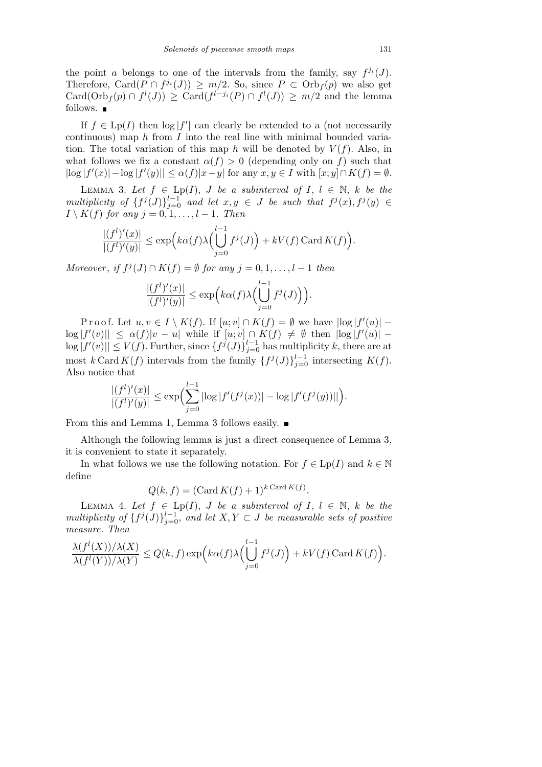the point $a$ belongs to one of the intervals from the family, say $f^{j_i}(J)$. Therefore, $\mathrm{Card}(P \cap f^{j_i}(J)) \geq m/2$. So, since $P \subset \mathrm{Orb}_f(p)$ we also get $\mathrm{Card}(\mathrm{Orb}_f(p) \cap f^l(J)) \geq \mathrm{Card}(f^{l-j_i}(P) \cap f^l(J)) \geq m/2$ and the lemma follows. ■

If $f \in \mathrm{Lp}(I)$ then $\log|f'|$ can clearly be extended to a (not necessarily continuous) map $h$ from $I$ into the real line with minimal bounded variation. The total variation of this map $h$ will be denoted by $V(f)$. Also, in what follows we fix a constant $\alpha(f) > 0$ (depending only on $f$) such that $|\log|f'(x)| - \log|f'(y)|| \leq \alpha(f)|x-y|$ for any $x, y \in I$ with $[x;y] \cap K(f) = \emptyset$.

Lemma 3. *Let $f \in \mathrm{Lp}(I)$, $J$ be a subinterval of $I$, $l \in \mathbb{N}$, $k$ be the multiplicity of $\{f^j(J)\}_{j=0}^{l-1}$ and let $x, y \in J$ be such that $f^j(x), f^j(y) \in I \setminus K(f)$ for any $j = 0, 1, \ldots, l-1$. Then*

$$\frac{|(f^l)'(x)|}{|(f^l)'(y)|} \leq \exp\Big(k\alpha(f)\lambda\Big(\bigcup_{j=0}^{l-1} f^j(J)\Big) + kV(f)\,\mathrm{Card}\,K(f)\Big).$$

*Moreover, if $f^j(J) \cap K(f) = \emptyset$ for any $j = 0, 1, \ldots, l-1$ then*

$$\frac{|(f^l)'(x)|}{|(f^l)'(y)|} \leq \exp\Big(k\alpha(f)\lambda\Big(\bigcup_{j=0}^{l-1} f^j(J)\Big)\Big).$$

Proof. Let $u, v \in I \setminus K(f)$. If $[u;v] \cap K(f) = \emptyset$ we have $|\log|f'(u)| - \log|f'(v)|| \leq \alpha(f)|v-u|$ while if $[u;v] \cap K(f) \neq \emptyset$ then $|\log|f'(u)| - \log|f'(v)|| \leq V(f)$. Further, since $\{f^j(J)\}_{j=0}^{l-1}$ has multiplicity $k$, there are at most $k\,\mathrm{Card}\,K(f)$ intervals from the family $\{f^j(J)\}_{j=0}^{l-1}$ intersecting $K(f)$. Also notice that

$$\frac{|(f^l)'(x)|}{|(f^l)'(y)|} \leq \exp\Big(\sum_{j=0}^{l-1} |\log|f'(f^j(x))| - \log|f'(f^j(y))||\Big).$$

From this and Lemma 1, Lemma 3 follows easily. ■

Although the following lemma is just a direct consequence of Lemma 3, it is convenient to state it separately.

In what follows we use the following notation. For $f \in \mathrm{Lp}(I)$ and $k \in \mathbb{N}$ define

$$Q(k, f) = (\mathrm{Card}\,K(f) + 1)^{k\,\mathrm{Card}\,K(f)}.$$

Lemma 4. *Let $f \in \mathrm{Lp}(I)$, $J$ be a subinterval of $I$, $l \in \mathbb{N}$, $k$ be the multiplicity of $\{f^j(J)\}_{j=0}^{l-1}$, and let $X, Y \subset J$ be measurable sets of positive measure. Then*

$$\frac{\lambda(f^l(X))/\lambda(X)}{\lambda(f^l(Y))/\lambda(Y)} \leq Q(k, f)\exp\Big(k\alpha(f)\lambda\Big(\bigcup_{j=0}^{l-1} f^j(J)\Big) + kV(f)\,\mathrm{Card}\,K(f)\Big).$$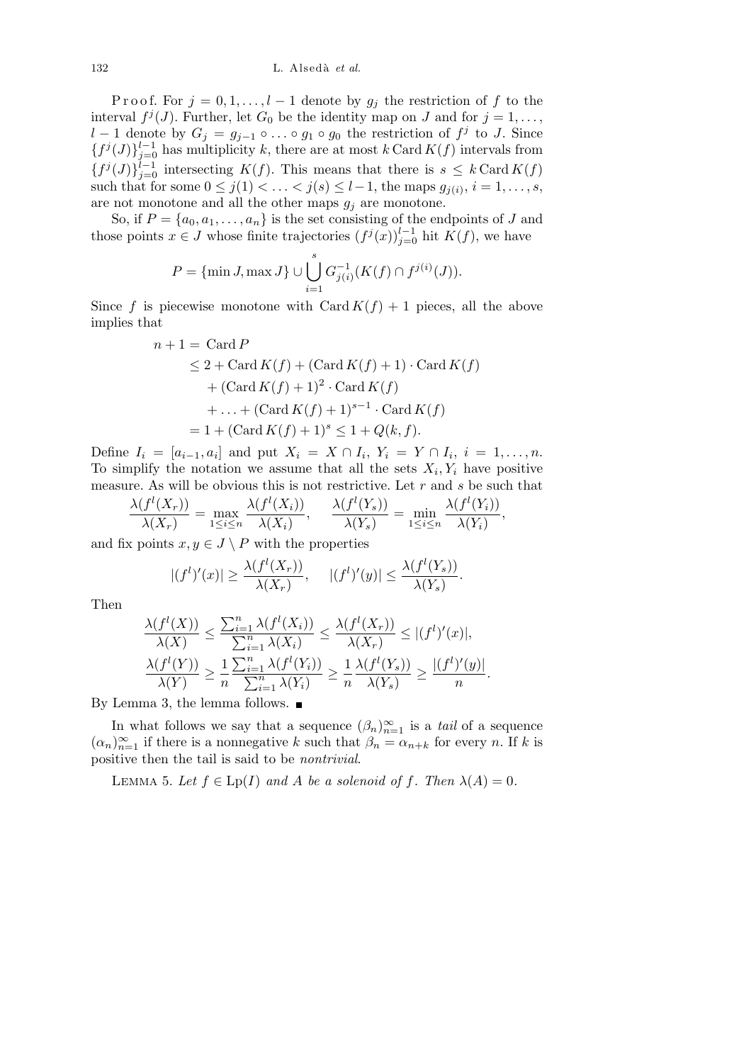Proof. For $j = 0, 1, \ldots, l-1$ denote by $g_j$ the restriction of $f$ to the interval $f^j(J)$. Further, let $G_0$ be the identity map on $J$ and for $j = 1, \ldots, l-1$ denote by $G_j = g_{j-1} \circ \ldots \circ g_1 \circ g_0$ the restriction of $f^j$ to $J$. Since $\{f^j(J)\}_{j=0}^{l-1}$ has multiplicity $k$, there are at most $k \operatorname{Card} K(f)$ intervals from $\{f^j(J)\}_{j=0}^{l-1}$ intersecting $K(f)$. This means that there is $s \le k \operatorname{Card} K(f)$ such that for some $0 \le j(1) < \ldots < j(s) \le l-1$, the maps $g_{j(i)}$, $i = 1, \ldots, s$, are not monotone and all the other maps $g_j$ are monotone.

So, if $P = \{a_0, a_1, \ldots, a_n\}$ is the set consisting of the endpoints of $J$ and those points $x \in J$ whose finite trajectories $(f^j(x))_{j=0}^{l-1}$ hit $K(f)$, we have

$$P = \{\min J, \max J\} \cup \bigcup_{i=1}^{s} G_{j(i)}^{-1}(K(f) \cap f^{j(i)}(J)).$$

Since $f$ is piecewise monotone with $\operatorname{Card} K(f) + 1$ pieces, all the above implies that

$$\begin{aligned}
n + 1 = {} & \operatorname{Card} P \\
\le {} & 2 + \operatorname{Card} K(f) + (\operatorname{Card} K(f) + 1) \cdot \operatorname{Card} K(f) \\
& + (\operatorname{Card} K(f) + 1)^2 \cdot \operatorname{Card} K(f) \\
& + \ldots + (\operatorname{Card} K(f) + 1)^{s-1} \cdot \operatorname{Card} K(f) \\
= {} & 1 + (\operatorname{Card} K(f) + 1)^s \le 1 + Q(k, f).
\end{aligned}$$

Define $I_i = [a_{i-1}, a_i]$ and put $X_i = X \cap I_i$, $Y_i = Y \cap I_i$, $i = 1, \ldots, n$. To simplify the notation we assume that all the sets $X_i, Y_i$ have positive measure. As will be obvious this is not restrictive. Let $r$ and $s$ be such that

$$\frac{\lambda(f^l(X_r))}{\lambda(X_r)} = \max_{1 \le i \le n} \frac{\lambda(f^l(X_i))}{\lambda(X_i)}, \qquad \frac{\lambda(f^l(Y_s))}{\lambda(Y_s)} = \min_{1 \le i \le n} \frac{\lambda(f^l(Y_i))}{\lambda(Y_i)},$$

and fix points $x, y \in J \setminus P$ with the properties

$$|(f^l)'(x)| \ge \frac{\lambda(f^l(X_r))}{\lambda(X_r)}, \qquad |(f^l)'(y)| \le \frac{\lambda(f^l(Y_s))}{\lambda(Y_s)}.$$

Then

$$\frac{\lambda(f^l(X))}{\lambda(X)} \le \frac{\sum_{i=1}^{n} \lambda(f^l(X_i))}{\sum_{i=1}^{n} \lambda(X_i)} \le \frac{\lambda(f^l(X_r))}{\lambda(X_r)} \le |(f^l)'(x)|,$$

$$\frac{\lambda(f^l(Y))}{\lambda(Y)} \ge \frac{1}{n} \frac{\sum_{i=1}^{n} \lambda(f^l(Y_i))}{\sum_{i=1}^{n} \lambda(Y_i)} \ge \frac{1}{n} \frac{\lambda(f^l(Y_s))}{\lambda(Y_s)} \ge \frac{|(f^l)'(y)|}{n}.$$

By Lemma 3, the lemma follows. ∎

In what follows we say that a sequence $(\beta_n)_{n=1}^{\infty}$ is a *tail* of a sequence $(\alpha_n)_{n=1}^{\infty}$ if there is a nonnegative $k$ such that $\beta_n = \alpha_{n+k}$ for every $n$. If $k$ is positive then the tail is said to be *nontrivial*.

LEMMA 5. *Let $f \in \operatorname{Lp}(I)$ and $A$ be a solenoid of $f$. Then $\lambda(A) = 0$.*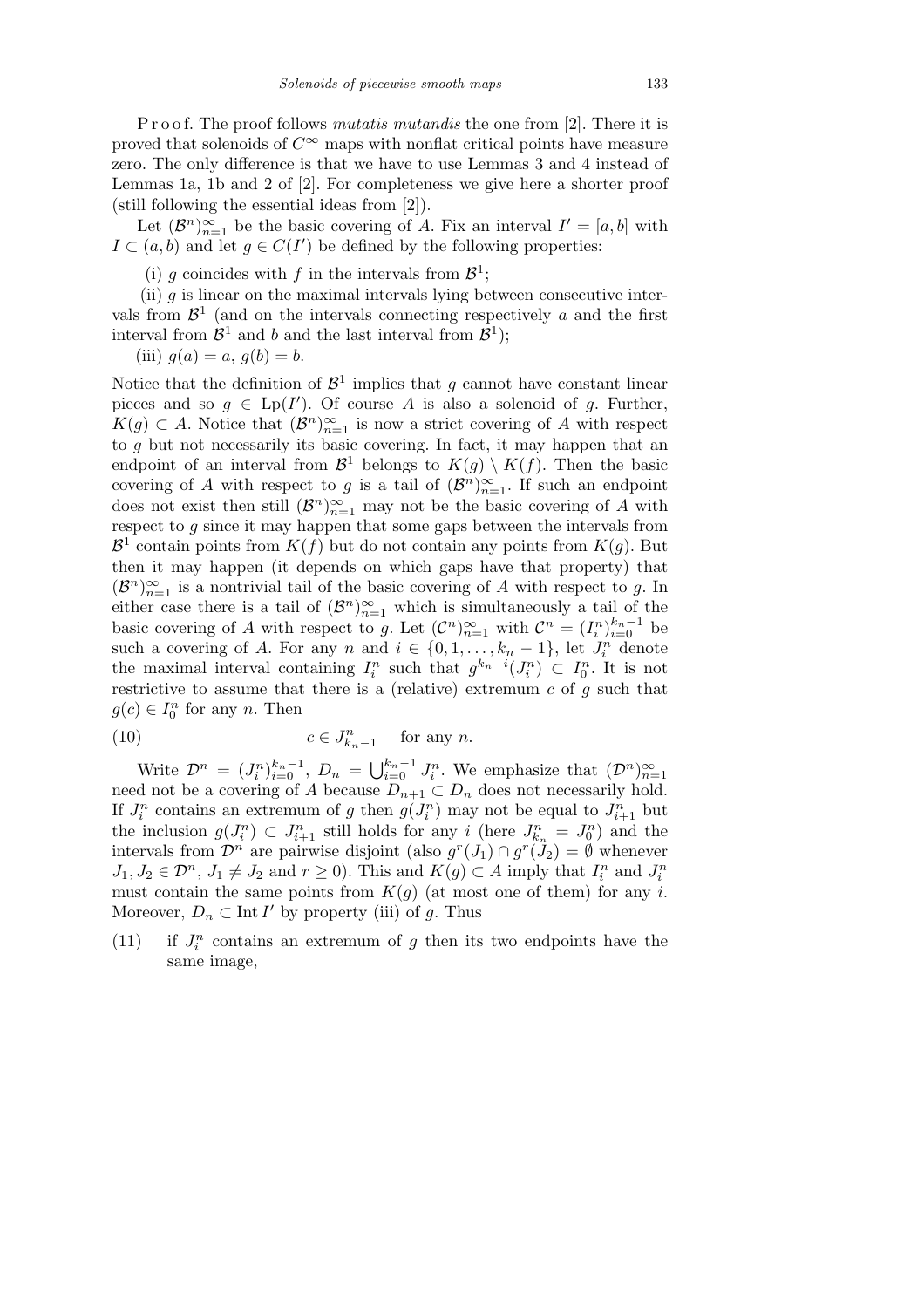P r o o f. The proof follows *mutatis mutandis* the one from [2]. There it is proved that solenoids of $C^\infty$ maps with nonflat critical points have measure zero. The only difference is that we have to use Lemmas 3 and 4 instead of Lemmas 1a, 1b and 2 of [2]. For completeness we give here a shorter proof (still following the essential ideas from [2]).

Let $(\mathcal{B}^n)_{n=1}^\infty$ be the basic covering of $A$. Fix an interval $I' = [a, b]$ with $I \subset (a, b)$ and let $g \in C(I')$ be defined by the following properties:

(i) $g$ coincides with $f$ in the intervals from $\mathcal{B}^1$;

(ii) $g$ is linear on the maximal intervals lying between consecutive intervals from $\mathcal{B}^1$ (and on the intervals connecting respectively $a$ and the first interval from $\mathcal{B}^1$ and $b$ and the last interval from $\mathcal{B}^1$);

(iii) $g(a) = a$, $g(b) = b$.

Notice that the definition of $\mathcal{B}^1$ implies that $g$ cannot have constant linear pieces and so $g \in \mathrm{Lp}(I')$. Of course $A$ is also a solenoid of $g$. Further, $K(g) \subset A$. Notice that $(\mathcal{B}^n)_{n=1}^\infty$ is now a strict covering of $A$ with respect to $g$ but not necessarily its basic covering. In fact, it may happen that an endpoint of an interval from $\mathcal{B}^1$ belongs to $K(g) \setminus K(f)$. Then the basic covering of $A$ with respect to $g$ is a tail of $(\mathcal{B}^n)_{n=1}^\infty$. If such an endpoint does not exist then still $(\mathcal{B}^n)_{n=1}^\infty$ may not be the basic covering of $A$ with respect to $g$ since it may happen that some gaps between the intervals from $\mathcal{B}^1$ contain points from $K(f)$ but do not contain any points from $K(g)$. But then it may happen (it depends on which gaps have that property) that $(\mathcal{B}^n)_{n=1}^\infty$ is a nontrivial tail of the basic covering of $A$ with respect to $g$. In either case there is a tail of $(\mathcal{B}^n)_{n=1}^\infty$ which is simultaneously a tail of the basic covering of $A$ with respect to $g$. Let $(\mathcal{C}^n)_{n=1}^\infty$ with $\mathcal{C}^n = (I_i^n)_{i=0}^{k_n-1}$ be such a covering of $A$. For any $n$ and $i \in \{0, 1, \ldots, k_n - 1\}$, let $J_i^n$ denote the maximal interval containing $I_i^n$ such that $g^{k_n-i}(J_i^n) \subset I_0^n$. It is not restrictive to assume that there is a (relative) extremum $c$ of $g$ such that $g(c) \in I_0^n$ for any $n$. Then

$$c \in J_{k_n-1}^n \quad \text{for any } n. \tag{10}$$

Write $\mathcal{D}^n = (J_i^n)_{i=0}^{k_n-1}$, $D_n = \bigcup_{i=0}^{k_n-1} J_i^n$. We emphasize that $(\mathcal{D}^n)_{n=1}^\infty$ need not be a covering of $A$ because $D_{n+1} \subset D_n$ does not necessarily hold. If $J_i^n$ contains an extremum of $g$ then $g(J_i^n)$ may not be equal to $J_{i+1}^n$ but the inclusion $g(J_i^n) \subset J_{i+1}^n$ still holds for any $i$ (here $J_{k_n}^n = J_0^n$) and the intervals from $\mathcal{D}^n$ are pairwise disjoint (also $g^r(J_1) \cap g^r(J_2) = \emptyset$ whenever $J_1, J_2 \in \mathcal{D}^n$, $J_1 \neq J_2$ and $r \geq 0$). This and $K(g) \subset A$ imply that $I_i^n$ and $J_i^n$ must contain the same points from $K(g)$ (at most one of them) for any $i$. Moreover, $D_n \subset \operatorname{Int} I'$ by property (iii) of $g$. Thus

(11) if $J_i^n$ contains an extremum of $g$ then its two endpoints have the same image,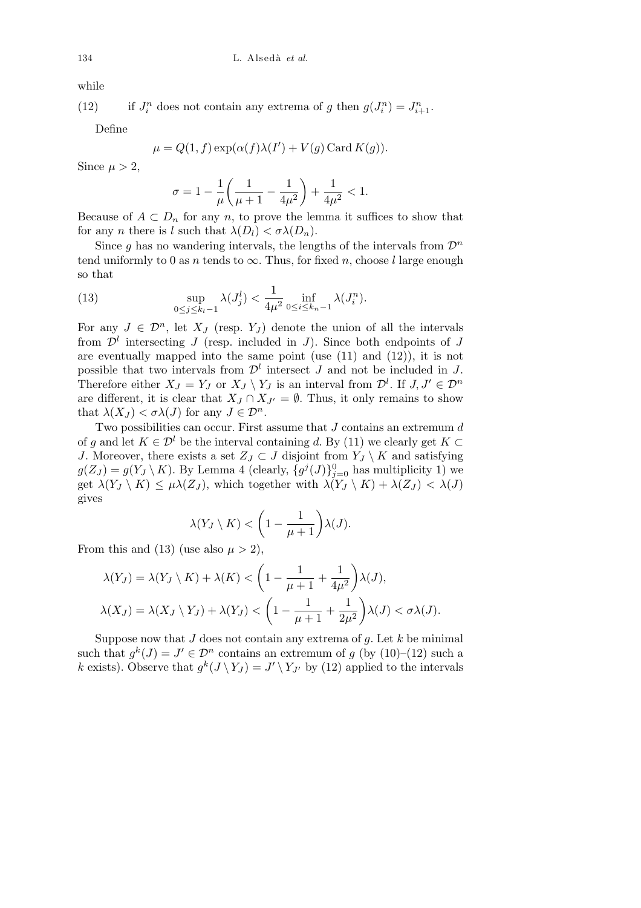while

(12) if $J_i^n$ does not contain any extrema of $g$ then $g(J_i^n) = J_{i+1}^n$.

Define

$$\mu = Q(1, f) \exp(\alpha(f)\lambda(I') + V(g) \operatorname{Card} K(g)).$$

Since $\mu > 2$,

$$\sigma = 1 - \frac{1}{\mu}\left(\frac{1}{\mu+1} - \frac{1}{4\mu^2}\right) + \frac{1}{4\mu^2} < 1.$$

Because of $A \subset D_n$ for any $n$, to prove the lemma it suffices to show that for any $n$ there is $l$ such that $\lambda(D_l) < \sigma\lambda(D_n)$.

Since $g$ has no wandering intervals, the lengths of the intervals from $\mathcal{D}^n$ tend uniformly to 0 as $n$ tends to $\infty$. Thus, for fixed $n$, choose $l$ large enough so that

$$\sup_{0 \le j \le k_l - 1} \lambda(J_j^l) < \frac{1}{4\mu^2} \inf_{0 \le i \le k_n - 1} \lambda(J_i^n). \tag{13}$$

For any $J \in \mathcal{D}^n$, let $X_J$ (resp. $Y_J$) denote the union of all the intervals from $\mathcal{D}^l$ intersecting $J$ (resp. included in $J$). Since both endpoints of $J$ are eventually mapped into the same point (use (11) and (12)), it is not possible that two intervals from $\mathcal{D}^l$ intersect $J$ and not be included in $J$. Therefore either $X_J = Y_J$ or $X_J \setminus Y_J$ is an interval from $\mathcal{D}^l$. If $J, J' \in \mathcal{D}^n$ are different, it is clear that $X_J \cap X_{J'} = \emptyset$. Thus, it only remains to show that $\lambda(X_J) < \sigma\lambda(J)$ for any $J \in \mathcal{D}^n$.

Two possibilities can occur. First assume that $J$ contains an extremum $d$ of $g$ and let $K \in \mathcal{D}^l$ be the interval containing $d$. By (11) we clearly get $K \subset J$. Moreover, there exists a set $Z_J \subset J$ disjoint from $Y_J \setminus K$ and satisfying $g(Z_J) = g(Y_J \setminus K)$. By Lemma 4 (clearly, $\{g^j(J)\}_{j=0}^0$ has multiplicity 1) we get $\lambda(Y_J \setminus K) \le \mu\lambda(Z_J)$, which together with $\lambda(Y_J \setminus K) + \lambda(Z_J) < \lambda(J)$ gives

$$\lambda(Y_J \setminus K) < \left(1 - \frac{1}{\mu+1}\right)\lambda(J).$$

From this and (13) (use also $\mu > 2$),

$$\lambda(Y_J) = \lambda(Y_J \setminus K) + \lambda(K) < \left(1 - \frac{1}{\mu+1} + \frac{1}{4\mu^2}\right)\lambda(J),$$

$$\lambda(X_J) = \lambda(X_J \setminus Y_J) + \lambda(Y_J) < \left(1 - \frac{1}{\mu+1} + \frac{1}{2\mu^2}\right)\lambda(J) < \sigma\lambda(J).$$

Suppose now that $J$ does not contain any extrema of $g$. Let $k$ be minimal such that $g^k(J) = J' \in \mathcal{D}^n$ contains an extremum of $g$ (by (10)–(12) such a $k$ exists). Observe that $g^k(J \setminus Y_J) = J' \setminus Y_{J'}$ by (12) applied to the intervals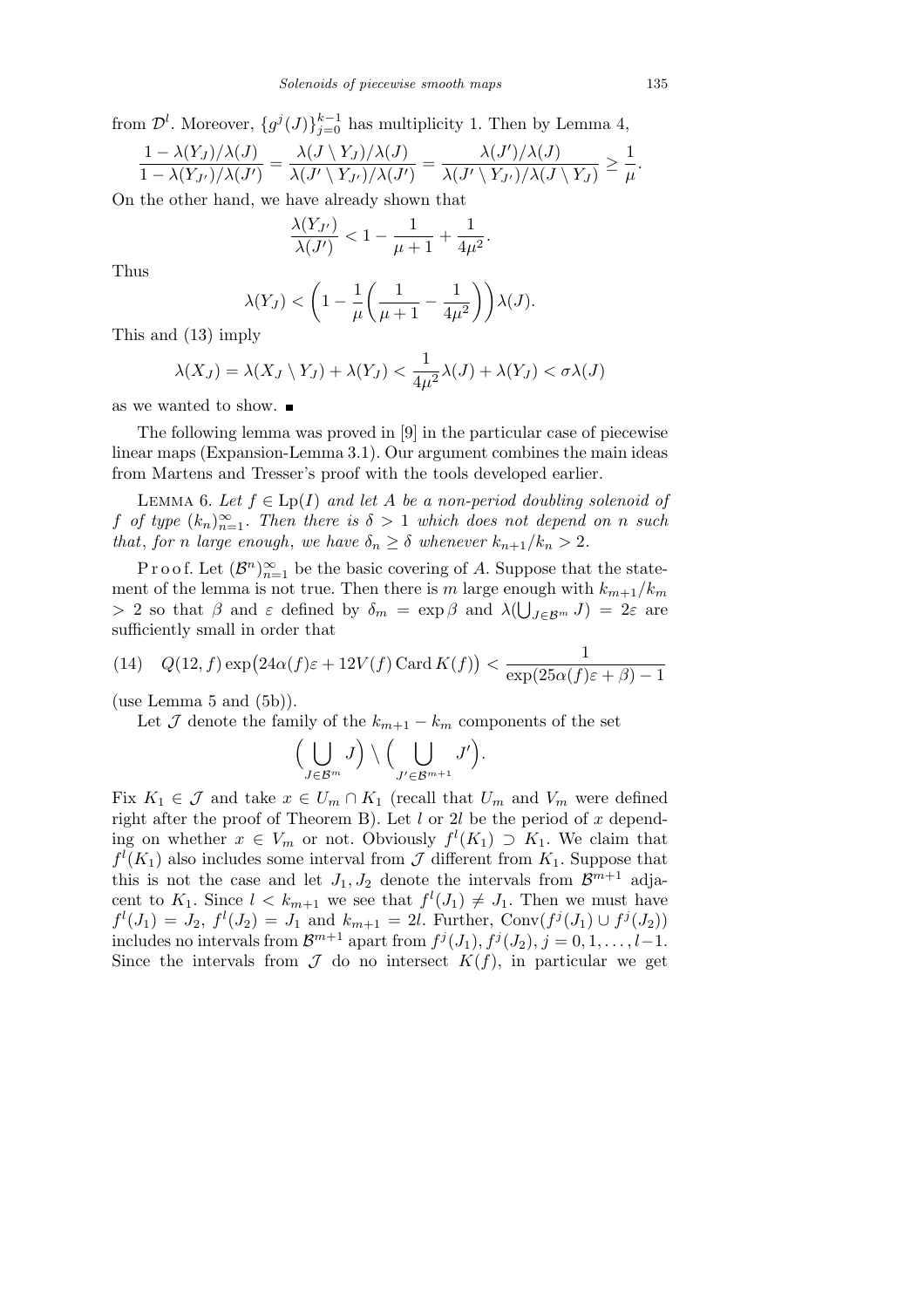from $\mathcal{D}^l$. Moreover, $\{g^j(J)\}_{j=0}^{k-1}$ has multiplicity 1. Then by Lemma 4,

$$\frac{1-\lambda(Y_J)/\lambda(J)}{1-\lambda(Y_{J'})/\lambda(J')} = \frac{\lambda(J\setminus Y_J)/\lambda(J)}{\lambda(J'\setminus Y_{J'})/\lambda(J')} = \frac{\lambda(J')/\lambda(J)}{\lambda(J'\setminus Y_{J'})/\lambda(J\setminus Y_J)} \geq \frac{1}{\mu}.$$

On the other hand, we have already shown that

$$\frac{\lambda(Y_{J'})}{\lambda(J')} < 1 - \frac{1}{\mu+1} + \frac{1}{4\mu^2}.$$

Thus

$$\lambda(Y_J) < \left(1 - \frac{1}{\mu}\left(\frac{1}{\mu+1} - \frac{1}{4\mu^2}\right)\right)\lambda(J).$$

This and (13) imply

$$\lambda(X_J) = \lambda(X_J \setminus Y_J) + \lambda(Y_J) < \frac{1}{4\mu^2}\lambda(J) + \lambda(Y_J) < \sigma\lambda(J)$$

as we wanted to show. ∎

The following lemma was proved in [9] in the particular case of piecewise linear maps (Expansion-Lemma 3.1). Our argument combines the main ideas from Martens and Tresser's proof with the tools developed earlier.

Lemma 6. *Let $f \in \mathrm{Lp}(I)$ and let $A$ be a non-period doubling solenoid of $f$ of type $(k_n)_{n=1}^\infty$. Then there is $\delta > 1$ which does not depend on $n$ such that, for $n$ large enough, we have $\delta_n \geq \delta$ whenever $k_{n+1}/k_n > 2$.*

Proof. Let $(\mathcal{B}^n)_{n=1}^\infty$ be the basic covering of $A$. Suppose that the statement of the lemma is not true. Then there is $m$ large enough with $k_{m+1}/k_m > 2$ so that $\beta$ and $\varepsilon$ defined by $\delta_m = \exp\beta$ and $\lambda(\bigcup_{J\in\mathcal{B}^m} J) = 2\varepsilon$ are sufficiently small in order that

$$Q(12,f)\exp\bigl(24\alpha(f)\varepsilon + 12V(f)\operatorname{Card}K(f)\bigr) < \frac{1}{\exp(25\alpha(f)\varepsilon+\beta)-1} \tag{14}$$

(use Lemma 5 and (5b)).

Let $\mathcal{J}$ denote the family of the $k_{m+1}-k_m$ components of the set

$$\Bigl(\bigcup_{J\in\mathcal{B}^m} J\Bigr) \setminus \Bigl(\bigcup_{J'\in\mathcal{B}^{m+1}} J'\Bigr).$$

Fix $K_1 \in \mathcal{J}$ and take $x \in U_m \cap K_1$ (recall that $U_m$ and $V_m$ were defined right after the proof of Theorem B). Let $l$ or $2l$ be the period of $x$ depending on whether $x \in V_m$ or not. Obviously $f^l(K_1) \supset K_1$. We claim that $f^l(K_1)$ also includes some interval from $\mathcal{J}$ different from $K_1$. Suppose that this is not the case and let $J_1, J_2$ denote the intervals from $\mathcal{B}^{m+1}$ adjacent to $K_1$. Since $l < k_{m+1}$ we see that $f^l(J_1) \neq J_1$. Then we must have $f^l(J_1) = J_2$, $f^l(J_2) = J_1$ and $k_{m+1} = 2l$. Further, $\mathrm{Conv}(f^j(J_1)\cup f^j(J_2))$ includes no intervals from $\mathcal{B}^{m+1}$ apart from $f^j(J_1), f^j(J_2)$, $j = 0,1,\ldots,l-1$. Since the intervals from $\mathcal{J}$ do no intersect $K(f)$, in particular we get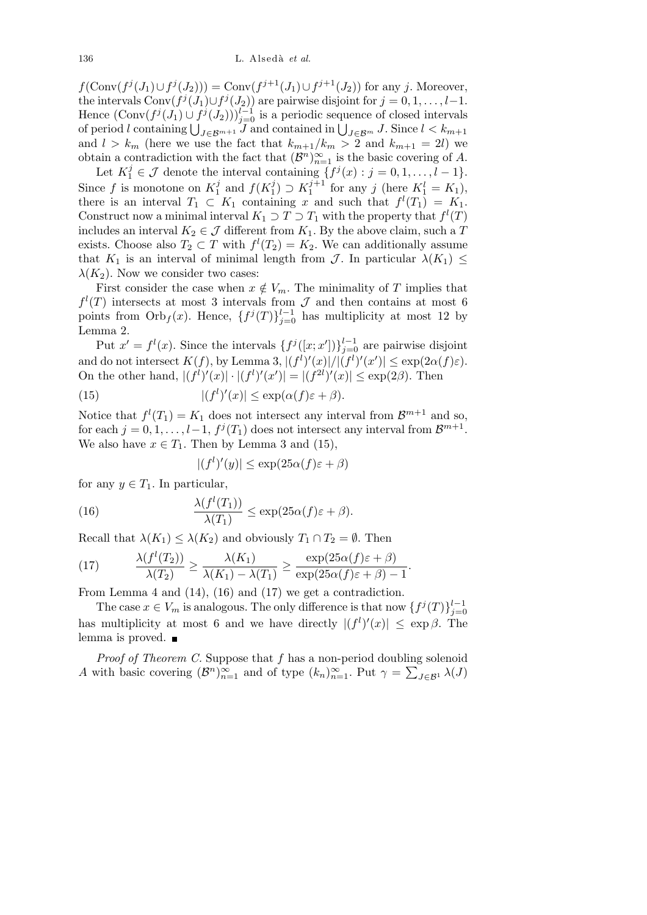$f(\text{Conv}(f^j(J_1) \cup f^j(J_2))) = \text{Conv}(f^{j+1}(J_1) \cup f^{j+1}(J_2))$ for any $j$. Moreover, the intervals $\text{Conv}(f^j(J_1) \cup f^j(J_2))$ are pairwise disjoint for $j = 0, 1, \ldots, l-1$. Hence $(\text{Conv}(f^j(J_1) \cup f^j(J_2)))_{j=0}^{l-1}$ is a periodic sequence of closed intervals of period $l$ containing $\bigcup_{J \in \mathcal{B}^{m+1}} J$ and contained in $\bigcup_{J \in \mathcal{B}^m} J$. Since $l < k_{m+1}$ and $l > k_m$ (here we use the fact that $k_{m+1}/k_m > 2$ and $k_{m+1} = 2l$) we obtain a contradiction with the fact that $(\mathcal{B}^n)_{n=1}^\infty$ is the basic covering of $A$.

Let $K_1^j \in \mathcal{J}$ denote the interval containing $\{f^j(x) : j = 0, 1, \ldots, l-1\}$. Since $f$ is monotone on $K_1^j$ and $f(K_1^j) \supset K_1^{j+1}$ for any $j$ (here $K_1^l = K_1$), there is an interval $T_1 \subset K_1$ containing $x$ and such that $f^l(T_1) = K_1$. Construct now a minimal interval $K_1 \supset T \supset T_1$ with the property that $f^l(T)$ includes an interval $K_2 \in \mathcal{J}$ different from $K_1$. By the above claim, such a $T$ exists. Choose also $T_2 \subset T$ with $f^l(T_2) = K_2$. We can additionally assume that $K_1$ is an interval of minimal length from $\mathcal{J}$. In particular $\lambda(K_1) \leq \lambda(K_2)$. Now we consider two cases:

First consider the case when $x \notin V_m$. The minimality of $T$ implies that $f^l(T)$ intersects at most 3 intervals from $\mathcal{J}$ and then contains at most 6 points from $\text{Orb}_f(x)$. Hence, $\{f^j(T)\}_{j=0}^{l-1}$ has multiplicity at most 12 by Lemma 2.

Put $x' = f^l(x)$. Since the intervals $\{f^j([x;x'])\}_{j=0}^{l-1}$ are pairwise disjoint and do not intersect $K(f)$, by Lemma 3, $|(f^l)'(x)|/|(f^l)'(x')| \leq \exp(2\alpha(f)\varepsilon)$. On the other hand, $|(f^l)'(x)| \cdot |(f^l)'(x')| = |(f^{2l})'(x)| \leq \exp(2\beta)$. Then

$$|(f^l)'(x)| \leq \exp(\alpha(f)\varepsilon + \beta). \tag{15}$$

Notice that $f^l(T_1) = K_1$ does not intersect any interval from $\mathcal{B}^{m+1}$ and so, for each $j = 0, 1, \ldots, l-1$, $f^j(T_1)$ does not intersect any interval from $\mathcal{B}^{m+1}$. We also have $x \in T_1$. Then by Lemma 3 and (15),

$$|(f^l)'(y)| \leq \exp(25\alpha(f)\varepsilon + \beta)$$

for any $y \in T_1$. In particular,

$$\frac{\lambda(f^l(T_1))}{\lambda(T_1)} \leq \exp(25\alpha(f)\varepsilon + \beta). \tag{16}$$

Recall that $\lambda(K_1) \leq \lambda(K_2)$ and obviously $T_1 \cap T_2 = \emptyset$. Then

$$\frac{\lambda(f^l(T_2))}{\lambda(T_2)} \geq \frac{\lambda(K_1)}{\lambda(K_1) - \lambda(T_1)} \geq \frac{\exp(25\alpha(f)\varepsilon + \beta)}{\exp(25\alpha(f)\varepsilon + \beta) - 1}. \tag{17}$$

From Lemma 4 and (14), (16) and (17) we get a contradiction.

The case $x \in V_m$ is analogous. The only difference is that now $\{f^j(T)\}_{j=0}^{l-1}$ has multiplicity at most 6 and we have directly $|(f^l)'(x)| \leq \exp \beta$. The lemma is proved. ∎

*Proof of Theorem C.* Suppose that $f$ has a non-period doubling solenoid $A$ with basic covering $(\mathcal{B}^n)_{n=1}^\infty$ and of type $(k_n)_{n=1}^\infty$. Put $\gamma = \sum_{J \in \mathcal{B}^1} \lambda(J)$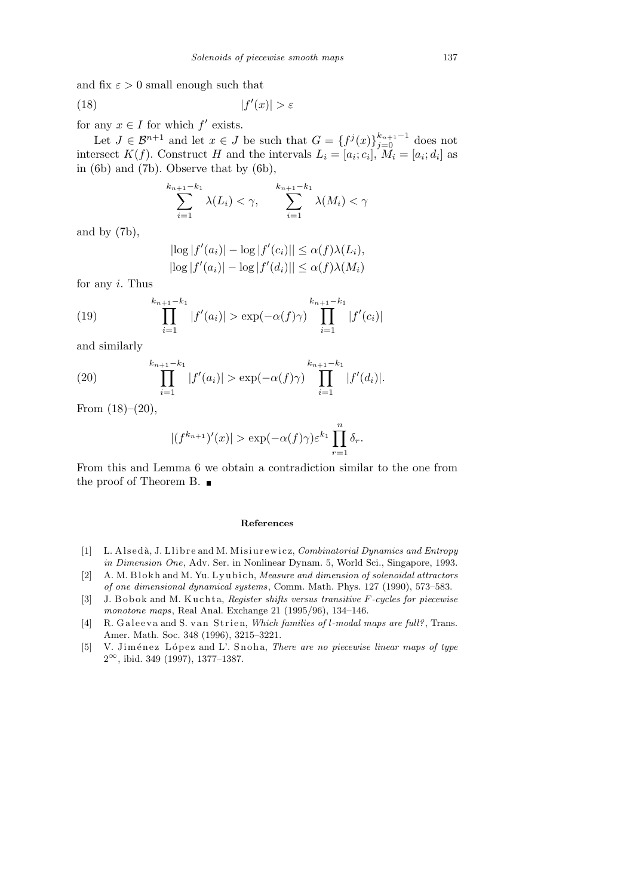and fix $\varepsilon > 0$ small enough such that

$$|f'(x)| > \varepsilon \tag{18}$$

for any $x \in I$ for which $f'$ exists.

Let $J \in \mathcal{B}^{n+1}$ and let $x \in J$ be such that $G = \{f^j(x)\}_{j=0}^{k_{n+1}-1}$ does not intersect $K(f)$. Construct $H$ and the intervals $L_i = [a_i; c_i]$, $M_i = [a_i; d_i]$ as in (6b) and (7b). Observe that by (6b),

$$\sum_{i=1}^{k_{n+1}-k_1} \lambda(L_i) < \gamma, \qquad \sum_{i=1}^{k_{n+1}-k_1} \lambda(M_i) < \gamma$$

and by (7b),

$$|\log|f'(a_i)| - \log|f'(c_i)|| \le \alpha(f)\lambda(L_i),$$
$$|\log|f'(a_i)| - \log|f'(d_i)|| \le \alpha(f)\lambda(M_i)$$

for any $i$. Thus

$$\prod_{i=1}^{k_{n+1}-k_1} |f'(a_i)| > \exp(-\alpha(f)\gamma) \prod_{i=1}^{k_{n+1}-k_1} |f'(c_i)| \tag{19}$$

and similarly

$$\prod_{i=1}^{k_{n+1}-k_1} |f'(a_i)| > \exp(-\alpha(f)\gamma) \prod_{i=1}^{k_{n+1}-k_1} |f'(d_i)|. \tag{20}$$

From (18)–(20),

$$|(f^{k_{n+1}})'(x)| > \exp(-\alpha(f)\gamma)\varepsilon^{k_1} \prod_{r=1}^{n} \delta_r.$$

From this and Lemma 6 we obtain a contradiction similar to the one from the proof of Theorem B. ∎

## References

[1] L. Alsedà, J. Llibre and M. Misiurewicz, *Combinatorial Dynamics and Entropy in Dimension One*, Adv. Ser. in Nonlinear Dynam. 5, World Sci., Singapore, 1993.

[2] A. M. Blokh and M. Yu. Lyubich, *Measure and dimension of solenoidal attractors of one dimensional dynamical systems*, Comm. Math. Phys. 127 (1990), 573–583.

[3] J. Bobok and M. Kuchta, *Register shifts versus transitive F-cycles for piecewise monotone maps*, Real Anal. Exchange 21 (1995/96), 134–146.

[4] R. Galeeva and S. van Strien, *Which families of l-modal maps are full?*, Trans. Amer. Math. Soc. 348 (1996), 3215–3221.

[5] V. Jiménez López and L'. Snoha, *There are no piecewise linear maps of type* $2^\infty$, ibid. 349 (1997), 1377–1387.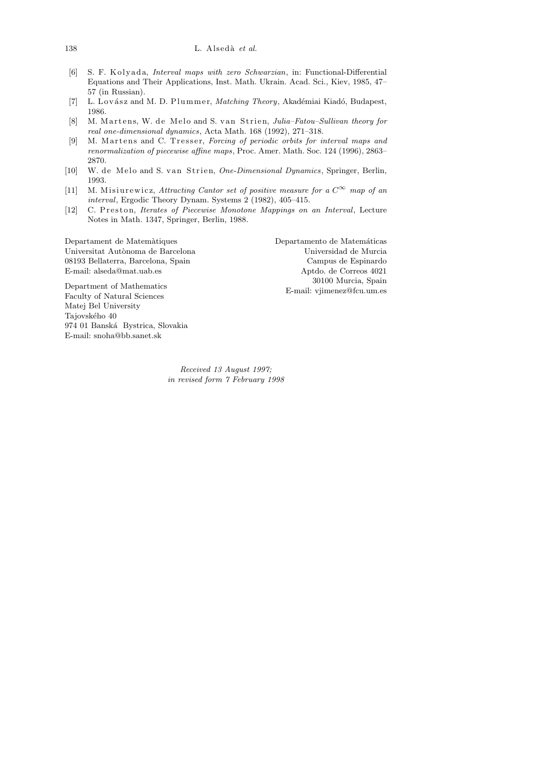[6] S. F. Kolyada, *Interval maps with zero Schwarzian*, in: Functional-Differential Equations and Their Applications, Inst. Math. Ukrain. Acad. Sci., Kiev, 1985, 47–57 (in Russian).

[7] L. Lovász and M. D. Plummer, *Matching Theory*, Akadémiai Kiadó, Budapest, 1986.

[8] M. Martens, W. de Melo and S. van Strien, *Julia–Fatou–Sullivan theory for real one-dimensional dynamics*, Acta Math. 168 (1992), 271–318.

[9] M. Martens and C. Tresser, *Forcing of periodic orbits for interval maps and renormalization of piecewise affine maps*, Proc. Amer. Math. Soc. 124 (1996), 2863–2870.

[10] W. de Melo and S. van Strien, *One-Dimensional Dynamics*, Springer, Berlin, 1993.

[11] M. Misiurewicz, *Attracting Cantor set of positive measure for a $C^{\infty}$ map of an interval*, Ergodic Theory Dynam. Systems 2 (1982), 405–415.

[12] C. Preston, *Iterates of Piecewise Monotone Mappings on an Interval*, Lecture Notes in Math. 1347, Springer, Berlin, 1988.

Departament de Matemàtiques
Universitat Autònoma de Barcelona
08193 Bellaterra, Barcelona, Spain
E-mail: alseda@mat.uab.es

Department of Mathematics
Faculty of Natural Sciences
Matej Bel University
Tajovského 40
974 01 Banská Bystrica, Slovakia
E-mail: snoha@bb.sanet.sk

Departamento de Matemáticas
Universidad de Murcia
Campus de Espinardo
Aptdo. de Correos 4021
30100 Murcia, Spain
E-mail: vjimenez@fcu.um.es

*Received 13 August 1997;*
*in revised form 7 February 1998*